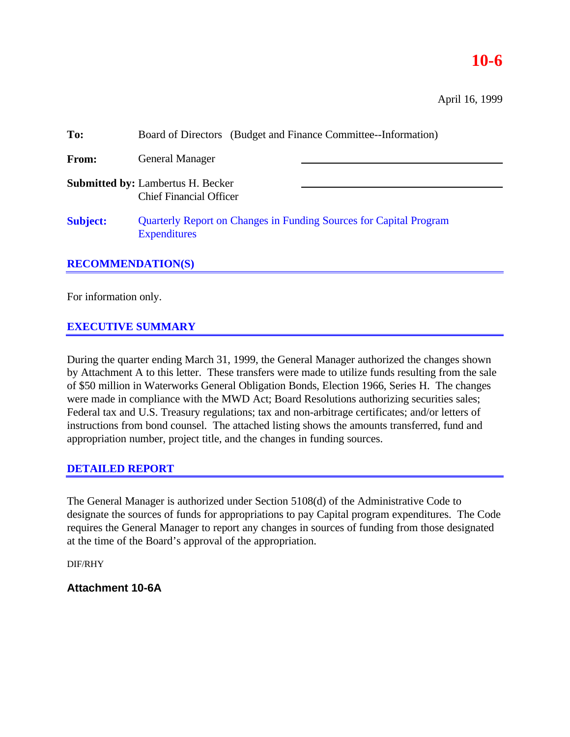# 10-6

April 16, 1999

**To:** Board of Directors (Budget and Finance Committee--Information)

**From:** General Manager

**Submitted by:** Lambertus H. Becker
Chief Financial Officer

**Subject:** Quarterly Report on Changes in Funding Sources for Capital Program Expenditures

## RECOMMENDATION(S)

For information only.

## EXECUTIVE SUMMARY

During the quarter ending March 31, 1999, the General Manager authorized the changes shown by Attachment A to this letter. These transfers were made to utilize funds resulting from the sale of $50 million in Waterworks General Obligation Bonds, Election 1966, Series H. The changes were made in compliance with the MWD Act; Board Resolutions authorizing securities sales; Federal tax and U.S. Treasury regulations; tax and non-arbitrage certificates; and/or letters of instructions from bond counsel. The attached listing shows the amounts transferred, fund and appropriation number, project title, and the changes in funding sources.

## DETAILED REPORT

The General Manager is authorized under Section 5108(d) of the Administrative Code to designate the sources of funds for appropriations to pay Capital program expenditures. The Code requires the General Manager to report any changes in sources of funding from those designated at the time of the Board's approval of the appropriation.

DIF/RHY

**Attachment 10-6A**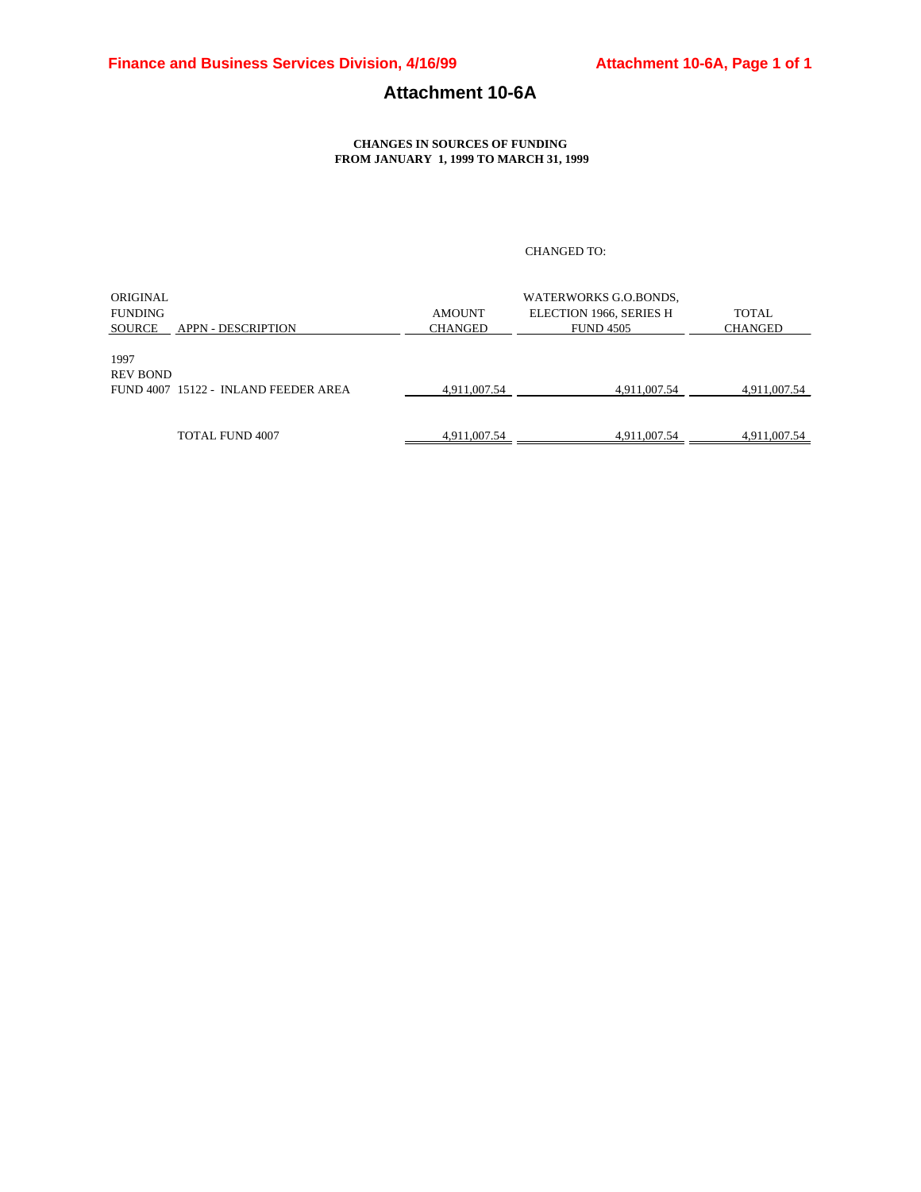# Attachment 10-6A

**CHANGES IN SOURCES OF FUNDING**
**FROM JANUARY 1, 1999 TO MARCH 31, 1999**

| | | | CHANGED TO: | |
|---|---|---|---|---|
| ORIGINAL FUNDING SOURCE | APPN - DESCRIPTION | AMOUNT CHANGED | WATERWORKS G.O.BONDS, ELECTION 1966, SERIES H FUND 4505 | TOTAL CHANGED |
| 1997 REV BOND FUND 4007 | 15122 - INLAND FEEDER AREA | 4,911,007.54 | 4,911,007.54 | 4,911,007.54 |
| | TOTAL FUND 4007 | 4,911,007.54 | 4,911,007.54 | 4,911,007.54 |